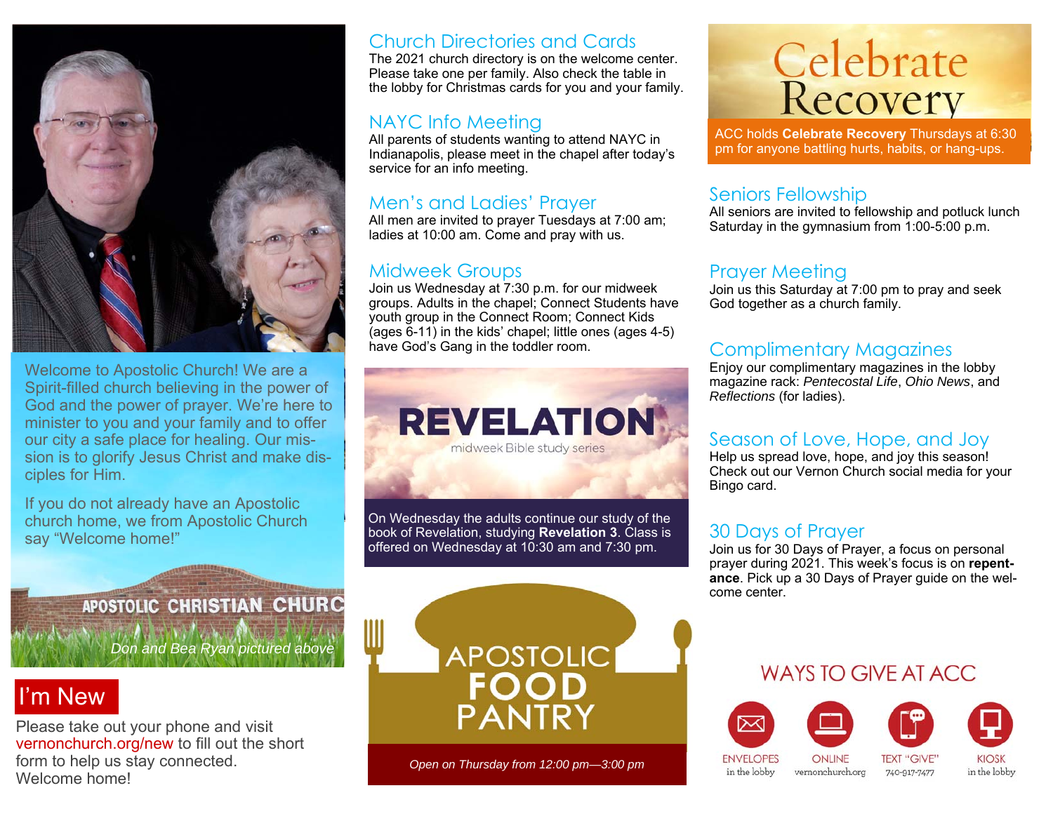Welcome to Apostolic Church! We are a Spirit-filled church believing in the power of God and the power of prayer. We're here to minister to you and your family and to offer our city a safe place for healing. Our mission is to glorify Jesus Christ and make disciples for Him.

If you do not already have an Apostolic church home, we from Apostolic Church say "Welcome home!"

APOSTOLIC CHRISTIAN CHURC

*Don and Bea Ryan pictured above*

## I'm New

Please take out your phone and visit vernonchurch.org/new to fill out the short form to help us stay connected. Welcome home!

## Church Directories and Cards

The 2021 church directory is on the welcome center. Please take one per family. Also check the table in the lobby for Christmas cards for you and your family.

## NAYC Info Meeting

All parents of students wanting to attend NAYC in Indianapolis, please meet in the chapel after today's service for an info meeting.

## Men's and Ladies' Prayer

All men are invited to prayer Tuesdays at 7:00 am; ladies at 10:00 am. Come and pray with us.

## Midweek Groups

Join us Wednesday at 7:30 p.m. for our midweek groups. Adults in the chapel; Connect Students have youth group in the Connect Room; Connect Kids (ages 6-11) in the kids' chapel; little ones (ages 4-5) have God's Gang in the toddler room.

## REVELATION

midweek Bible study series

On Wednesday the adults continue our study of the book of Revelation, studying **Revelation 3**. Class is offered on Wednesday at 10:30 am and 7:30 pm.

## APOSTOLIC FOOD PANTRY

*Open on Thursday from 12:00 pm—3:00 pm*

## Celebrate Recovery

ACC holds **Celebrate Recovery** Thursdays at 6:30 pm for anyone battling hurts, habits, or hang-ups.

## Seniors Fellowship

All seniors are invited to fellowship and potluck lunch Saturday in the gymnasium from 1:00-5:00 p.m.

## Prayer Meeting

Join us this Saturday at 7:00 pm to pray and seek God together as a church family.

## Complimentary Magazines

Enjoy our complimentary magazines in the lobby magazine rack: *Pentecostal Life*, *Ohio News*, and *Reflections* (for ladies).

## Season of Love, Hope, and Joy

Help us spread love, hope, and joy this season! Check out our Vernon Church social media for your Bingo card.

## 30 Days of Prayer

Join us for 30 Days of Prayer, a focus on personal prayer during 2021. This week's focus is on **repentance**. Pick up a 30 Days of Prayer guide on the welcome center.

## WAYS TO GIVE AT ACC

- ENVELOPES – in the lobby
- ONLINE – vernonchurch.org
- TEXT "GIVE" – 740-917-7477
- KIOSK – in the lobby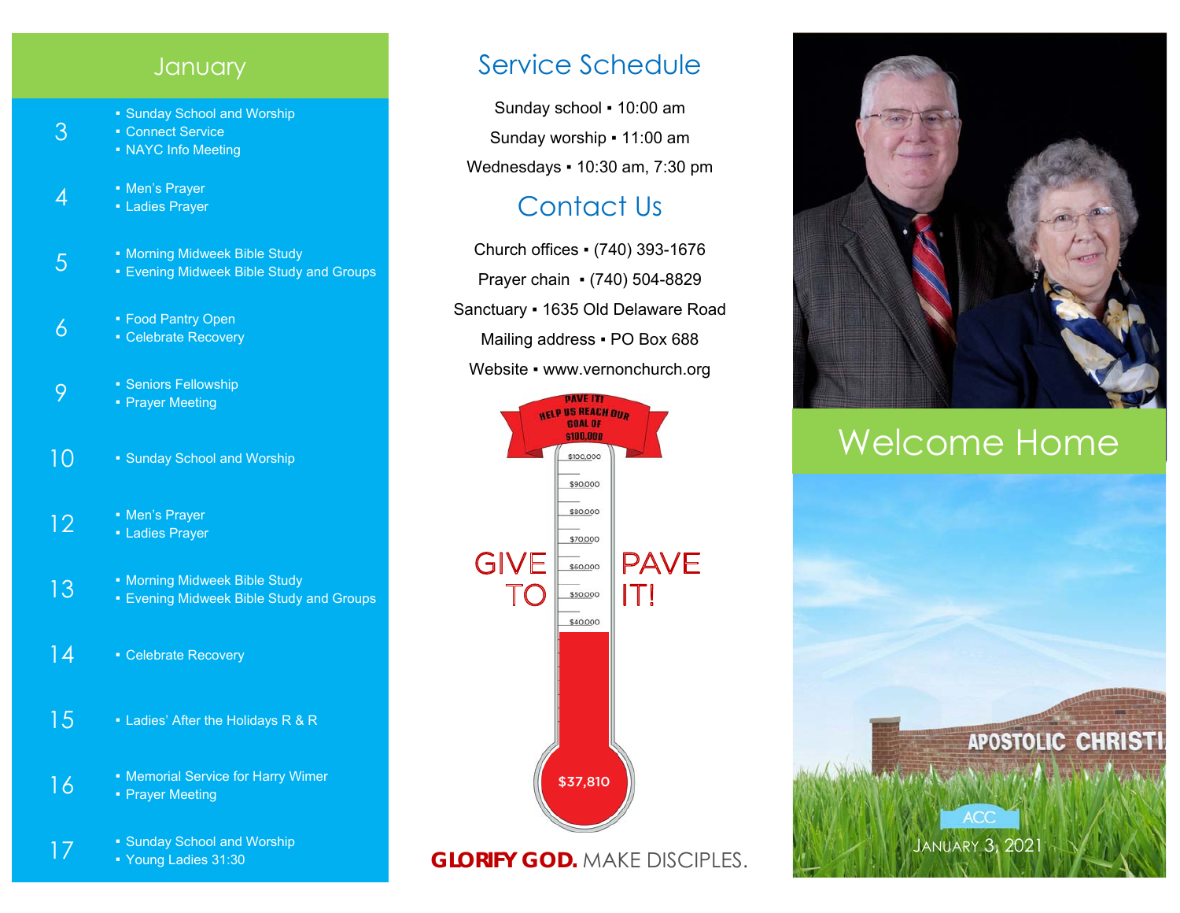## January

| | |
|---|---|
| 3 | ▪ Sunday School and Worship<br>▪ Connect Service<br>▪ NAYC Info Meeting |
| 4 | ▪ Men's Prayer<br>▪ Ladies Prayer |
| 5 | ▪ Morning Midweek Bible Study<br>▪ Evening Midweek Bible Study and Groups |
| 6 | ▪ Food Pantry Open<br>▪ Celebrate Recovery |
| 9 | ▪ Seniors Fellowship<br>▪ Prayer Meeting |
| 10 | ▪ Sunday School and Worship |
| 12 | ▪ Men's Prayer<br>▪ Ladies Prayer |
| 13 | ▪ Morning Midweek Bible Study<br>▪ Evening Midweek Bible Study and Groups |
| 14 | ▪ Celebrate Recovery |
| 15 | ▪ Ladies' After the Holidays R & R |
| 16 | ▪ Memorial Service for Harry Wimer<br>▪ Prayer Meeting |
| 17 | ▪ Sunday School and Worship<br>▪ Young Ladies 31:30 |

## Service Schedule

Sunday school ▪ 10:00 am

Sunday worship ▪ 11:00 am

Wednesdays ▪ 10:30 am, 7:30 pm

## Contact Us

Church offices ▪ (740) 393-1676

Prayer chain ▪ (740) 504-8829

Sanctuary ▪ 1635 Old Delaware Road

Mailing address ▪ PO Box 688

Website ▪ www.vernonchurch.org

PAVE IT! HELP US REACH OUR GOAL OF $100,000

$100,000
$90,000
$80,000
$70,000
$60,000
$50,000
$40,000

GIVE TO PAVE IT!

$37,810

**GLORIFY GOD.** MAKE DISCIPLES.

# Welcome Home

APOSTOLIC CHRISTI

ACC

January 3, 2021